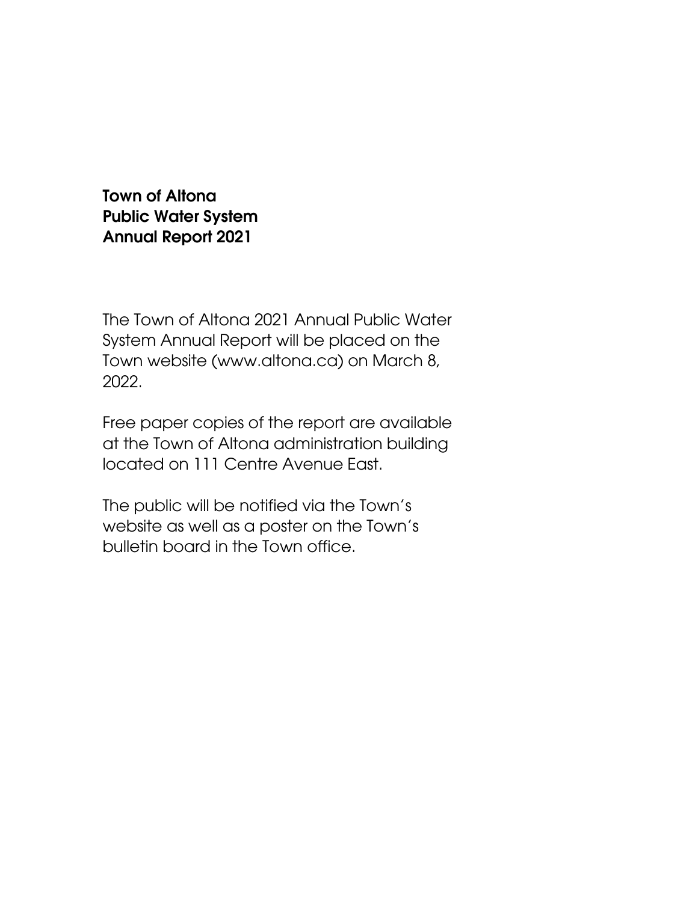# Town of Altona
# Public Water System
# Annual Report 2021

The Town of Altona 2021 Annual Public Water System Annual Report will be placed on the Town website (www.altona.ca) on March 8, 2022.

Free paper copies of the report are available at the Town of Altona administration building located on 111 Centre Avenue East.

The public will be notified via the Town's website as well as a poster on the Town's bulletin board in the Town office.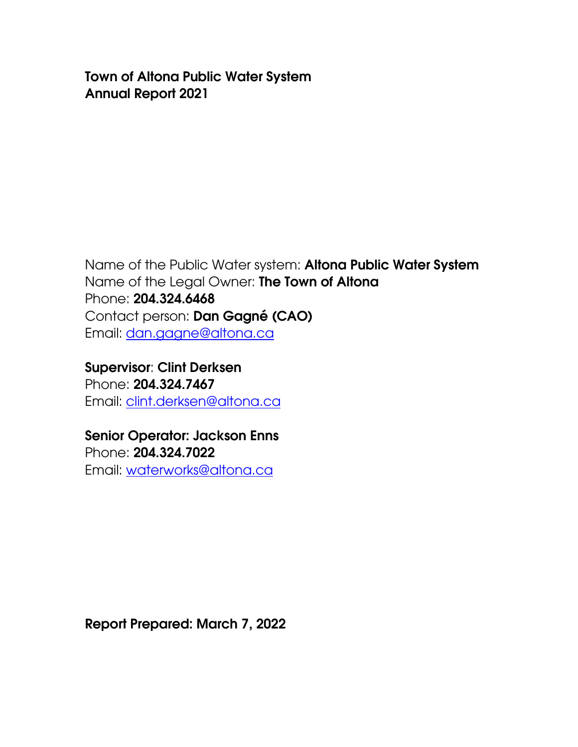# Town of Altona Public Water System
# Annual Report 2021

Name of the Public Water system: **Altona Public Water System**
Name of the Legal Owner: **The Town of Altona**
Phone: **204.324.6468**
Contact person: **Dan Gagné (CAO)**
Email: dan.gagne@altona.ca

**Supervisor**: **Clint Derksen**
Phone: **204.324.7467**
Email: clint.derksen@altona.ca

**Senior Operator: Jackson Enns**
Phone: **204.324.7022**
Email: waterworks@altona.ca

**Report Prepared: March 7, 2022**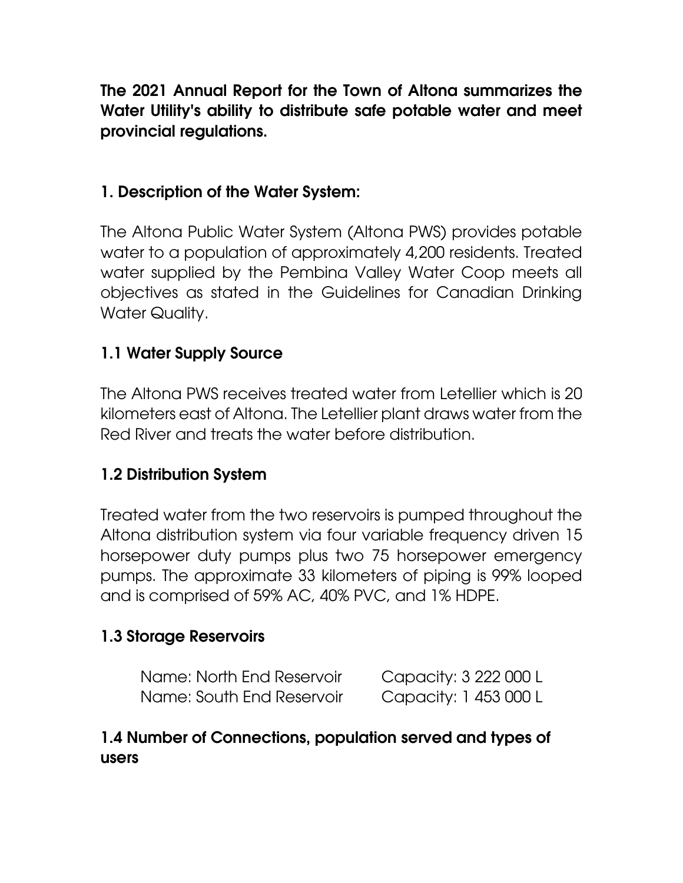**The 2021 Annual Report for the Town of Altona summarizes the Water Utility's ability to distribute safe potable water and meet provincial regulations.**

## 1. Description of the Water System:

The Altona Public Water System (Altona PWS) provides potable water to a population of approximately 4,200 residents. Treated water supplied by the Pembina Valley Water Coop meets all objectives as stated in the Guidelines for Canadian Drinking Water Quality.

### 1.1 Water Supply Source

The Altona PWS receives treated water from Letellier which is 20 kilometers east of Altona. The Letellier plant draws water from the Red River and treats the water before distribution.

### 1.2 Distribution System

Treated water from the two reservoirs is pumped throughout the Altona distribution system via four variable frequency driven 15 horsepower duty pumps plus two 75 horsepower emergency pumps. The approximate 33 kilometers of piping is 99% looped and is comprised of 59% AC, 40% PVC, and 1% HDPE.

### 1.3 Storage Reservoirs

| | |
|---|---|
| Name: North End Reservoir | Capacity: 3 222 000 L |
| Name: South End Reservoir | Capacity: 1 453 000 L |

### 1.4 Number of Connections, population served and types of users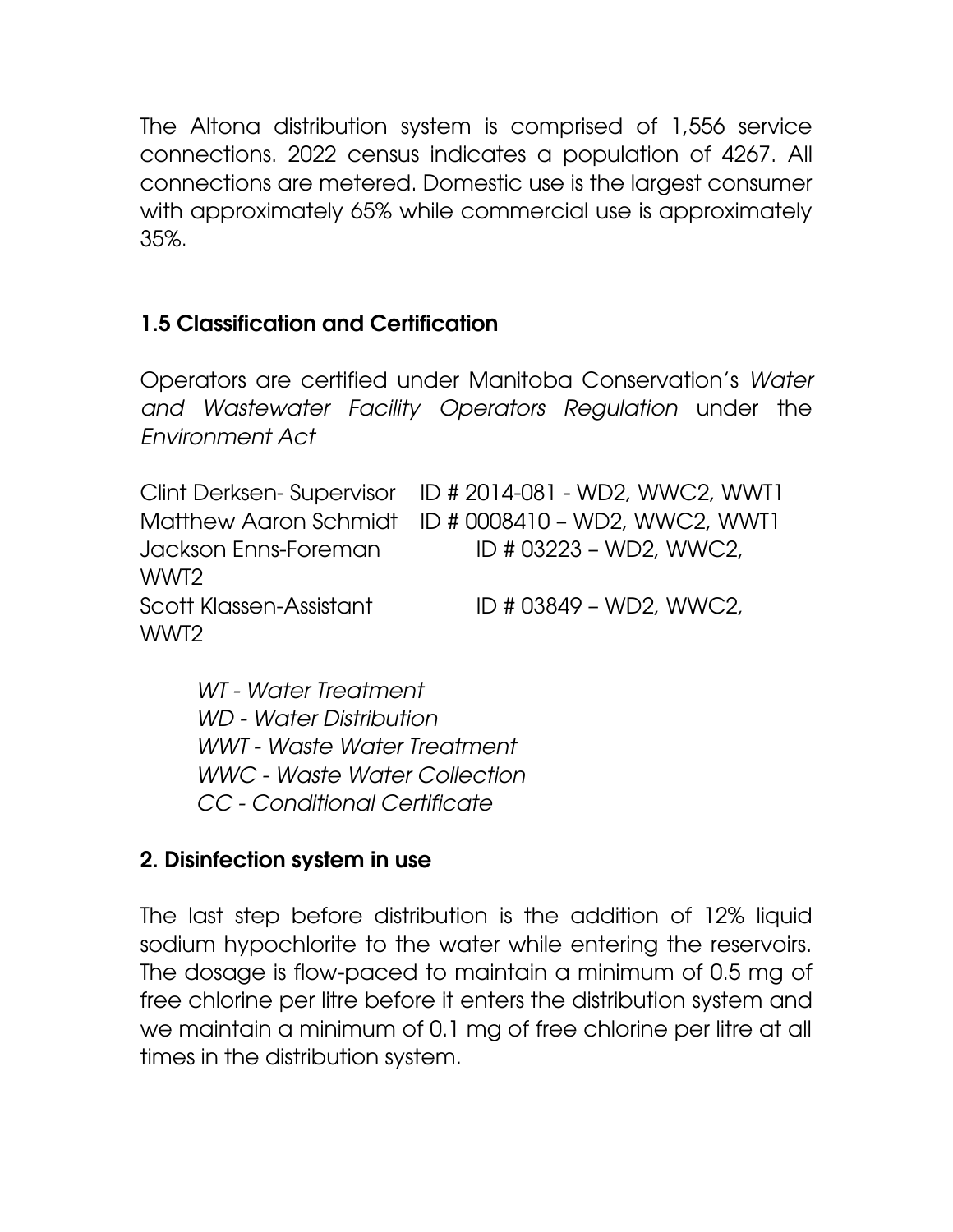The Altona distribution system is comprised of 1,556 service connections. 2022 census indicates a population of 4267. All connections are metered. Domestic use is the largest consumer with approximately 65% while commercial use is approximately 35%.

### 1.5 Classification and Certification

Operators are certified under Manitoba Conservation's *Water and Wastewater Facility Operators Regulation* under the *Environment Act*

Clint Derksen- Supervisor ID # 2014-081 - WD2, WWC2, WWT1
Matthew Aaron Schmidt ID # 0008410 – WD2, WWC2, WWT1
Jackson Enns-Foreman ID # 03223 – WD2, WWC2, WWT2
Scott Klassen-Assistant ID # 03849 – WD2, WWC2, WWT2

*WT - Water Treatment*
*WD - Water Distribution*
*WWT - Waste Water Treatment*
*WWC - Waste Water Collection*
*CC - Conditional Certificate*

## 2. Disinfection system in use

The last step before distribution is the addition of 12% liquid sodium hypochlorite to the water while entering the reservoirs. The dosage is flow-paced to maintain a minimum of 0.5 mg of free chlorine per litre before it enters the distribution system and we maintain a minimum of 0.1 mg of free chlorine per litre at all times in the distribution system.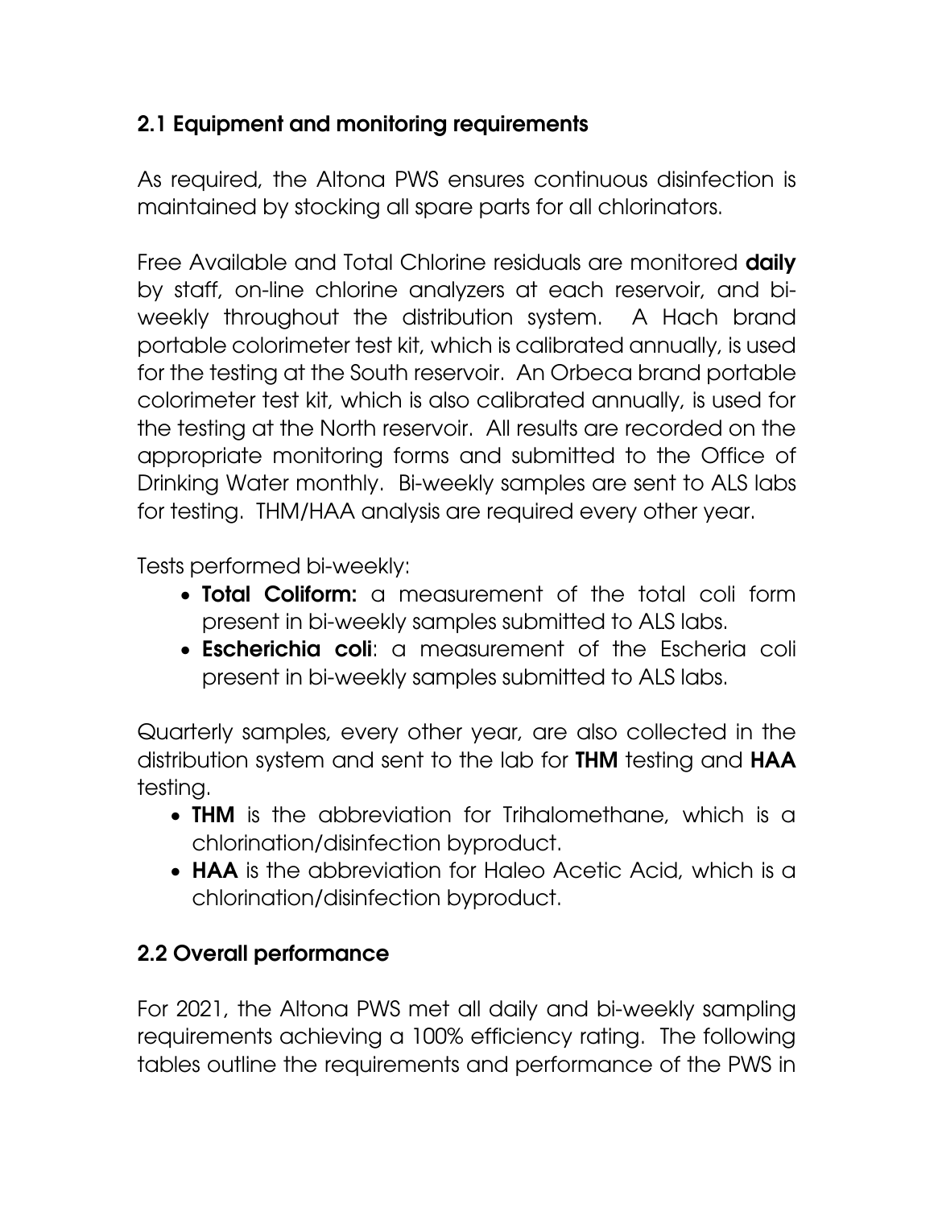## 2.1 Equipment and monitoring requirements

As required, the Altona PWS ensures continuous disinfection is maintained by stocking all spare parts for all chlorinators.

Free Available and Total Chlorine residuals are monitored **daily** by staff, on-line chlorine analyzers at each reservoir, and bi-weekly throughout the distribution system. A Hach brand portable colorimeter test kit, which is calibrated annually, is used for the testing at the South reservoir. An Orbeca brand portable colorimeter test kit, which is also calibrated annually, is used for the testing at the North reservoir. All results are recorded on the appropriate monitoring forms and submitted to the Office of Drinking Water monthly. Bi-weekly samples are sent to ALS labs for testing. THM/HAA analysis are required every other year.

Tests performed bi-weekly:

- **Total Coliform:** a measurement of the total coli form present in bi-weekly samples submitted to ALS labs.
- **Escherichia coli**: a measurement of the Escheria coli present in bi-weekly samples submitted to ALS labs.

Quarterly samples, every other year, are also collected in the distribution system and sent to the lab for **THM** testing and **HAA** testing.

- **THM** is the abbreviation for Trihalomethane, which is a chlorination/disinfection byproduct.
- **HAA** is the abbreviation for Haleo Acetic Acid, which is a chlorination/disinfection byproduct.

## 2.2 Overall performance

For 2021, the Altona PWS met all daily and bi-weekly sampling requirements achieving a 100% efficiency rating. The following tables outline the requirements and performance of the PWS in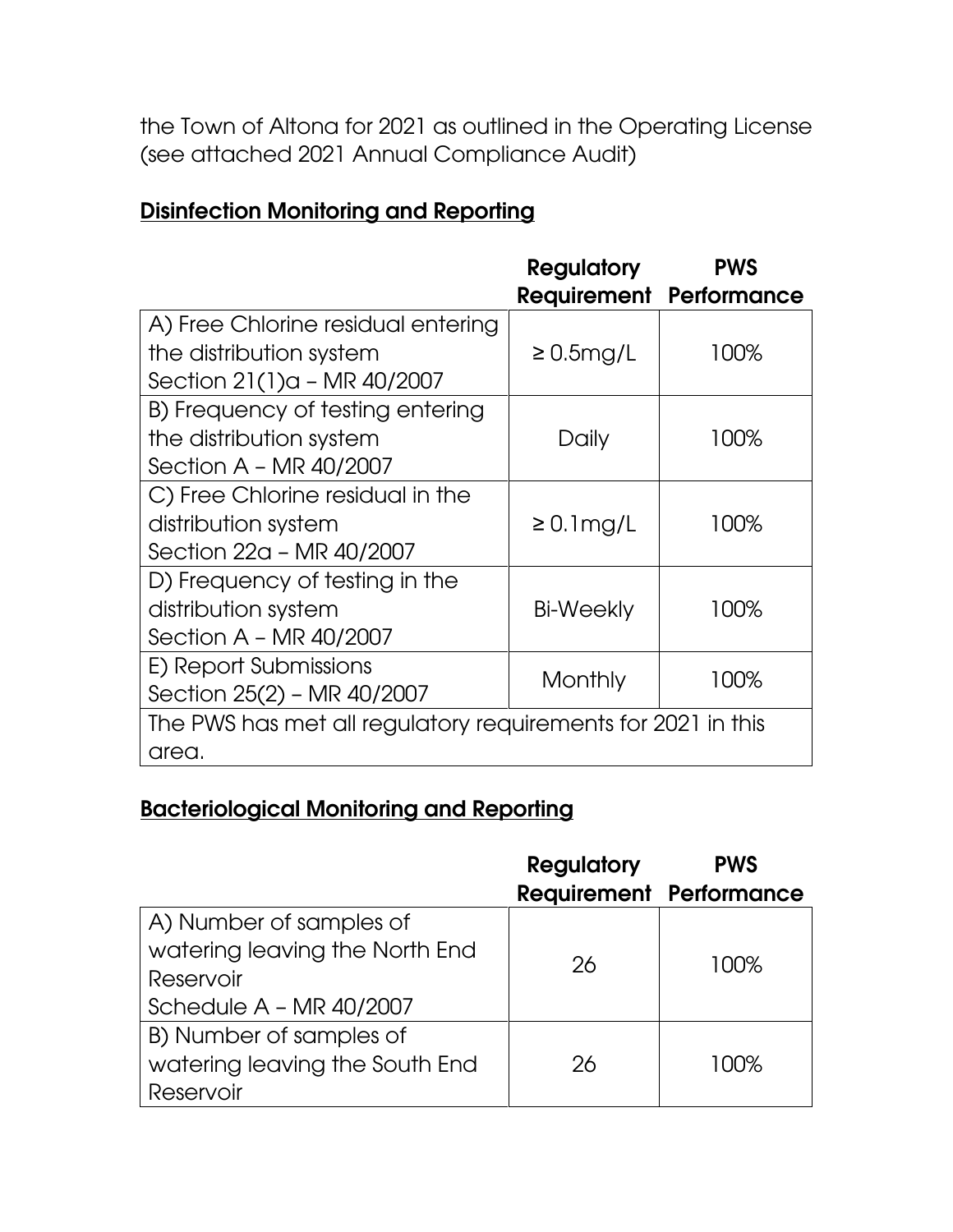the Town of Altona for 2021 as outlined in the Operating License (see attached 2021 Annual Compliance Audit)

## Disinfection Monitoring and Reporting

| | **Regulatory Requirement** | **PWS Performance** |
|---|---|---|
| A) Free Chlorine residual entering the distribution system Section 21(1)a – MR 40/2007 | ≥ 0.5mg/L | 100% |
| B) Frequency of testing entering the distribution system Section A – MR 40/2007 | Daily | 100% |
| C) Free Chlorine residual in the distribution system Section 22a – MR 40/2007 | ≥ 0.1mg/L | 100% |
| D) Frequency of testing in the distribution system Section A – MR 40/2007 | Bi-Weekly | 100% |
| E) Report Submissions Section 25(2) – MR 40/2007 | Monthly | 100% |
| The PWS has met all regulatory requirements for 2021 in this area. | | |

## Bacteriological Monitoring and Reporting

| | **Regulatory Requirement** | **PWS Performance** |
|---|---|---|
| A) Number of samples of watering leaving the North End Reservoir Schedule A – MR 40/2007 | 26 | 100% |
| B) Number of samples of watering leaving the South End Reservoir | 26 | 100% |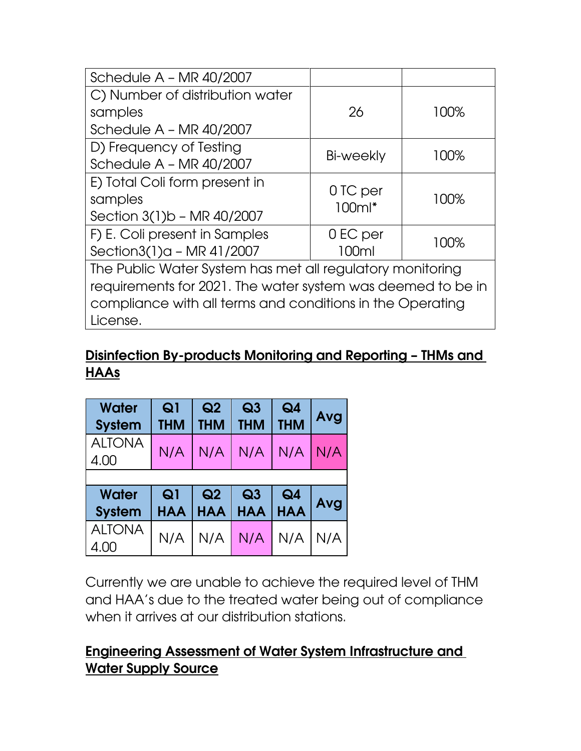| Schedule A – MR 40/2007 | | |
|---|---|---|
| C) Number of distribution water samples Schedule A – MR 40/2007 | 26 | 100% |
| D) Frequency of Testing Schedule A – MR 40/2007 | Bi-weekly | 100% |
| E) Total Coli form present in samples Section 3(1)b – MR 40/2007 | 0 TC per 100ml* | 100% |
| F) E. Coli present in Samples Section3(1)a – MR 41/2007 | 0 EC per 100ml | 100% |
| The Public Water System has met all regulatory monitoring requirements for 2021. The water system was deemed to be in compliance with all terms and conditions in the Operating License. | | |

## Disinfection By-products Monitoring and Reporting – THMs and HAAs

| Water System | Q1 THM | Q2 THM | Q3 THM | Q4 THM | Avg |
|---|---|---|---|---|---|
| ALTONA 4.00 | N/A | N/A | N/A | N/A | N/A |

| Water System | Q1 HAA | Q2 HAA | Q3 HAA | Q4 HAA | Avg |
|---|---|---|---|---|---|
| ALTONA 4.00 | N/A | N/A | N/A | N/A | N/A |

Currently we are unable to achieve the required level of THM and HAA's due to the treated water being out of compliance when it arrives at our distribution stations.

## Engineering Assessment of Water System Infrastructure and Water Supply Source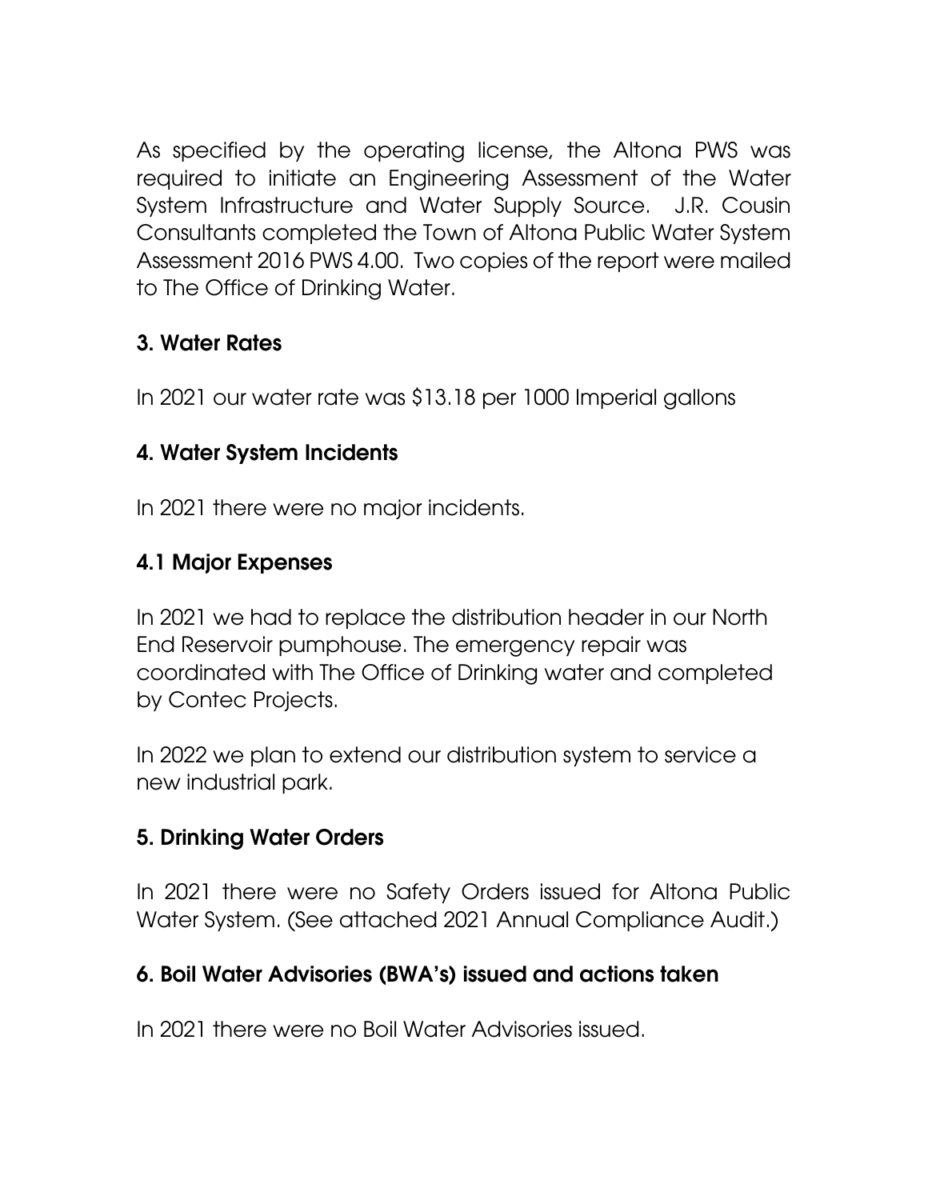As specified by the operating license, the Altona PWS was required to initiate an Engineering Assessment of the Water System Infrastructure and Water Supply Source. J.R. Cousin Consultants completed the Town of Altona Public Water System Assessment 2016 PWS 4.00. Two copies of the report were mailed to The Office of Drinking Water.

## 3. Water Rates

In 2021 our water rate was $13.18 per 1000 Imperial gallons

## 4. Water System Incidents

In 2021 there were no major incidents.

### 4.1 Major Expenses

In 2021 we had to replace the distribution header in our North End Reservoir pumphouse. The emergency repair was coordinated with The Office of Drinking water and completed by Contec Projects.

In 2022 we plan to extend our distribution system to service a new industrial park.

## 5. Drinking Water Orders

In 2021 there were no Safety Orders issued for Altona Public Water System. (See attached 2021 Annual Compliance Audit.)

## 6. Boil Water Advisories (BWA's) issued and actions taken

In 2021 there were no Boil Water Advisories issued.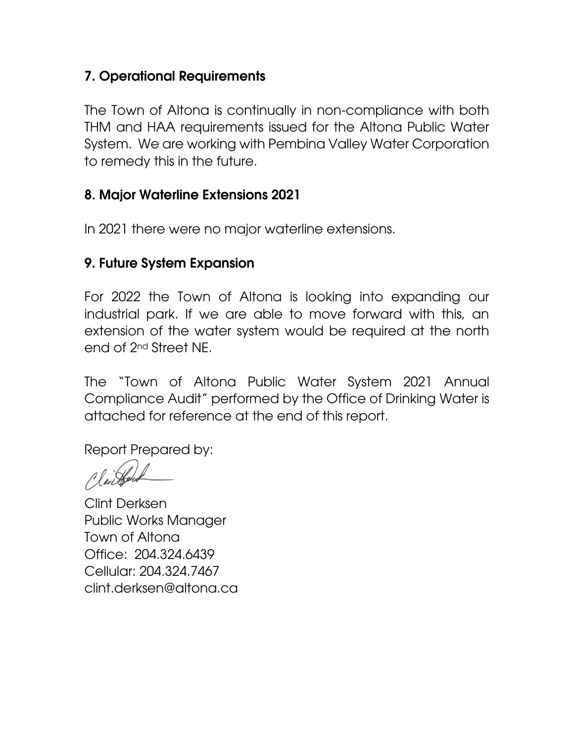## 7. Operational Requirements

The Town of Altona is continually in non-compliance with both THM and HAA requirements issued for the Altona Public Water System. We are working with Pembina Valley Water Corporation to remedy this in the future.

## 8. Major Waterline Extensions 2021

In 2021 there were no major waterline extensions.

## 9. Future System Expansion

For 2022 the Town of Altona is looking into expanding our industrial park. If we are able to move forward with this, an extension of the water system would be required at the north end of 2nd Street NE.

The "Town of Altona Public Water System 2021 Annual Compliance Audit" performed by the Office of Drinking Water is attached for reference at the end of this report.

Report Prepared by:

Clint Derksen
Public Works Manager
Town of Altona
Office: 204.324.6439
Cellular: 204.324.7467
clint.derksen@altona.ca